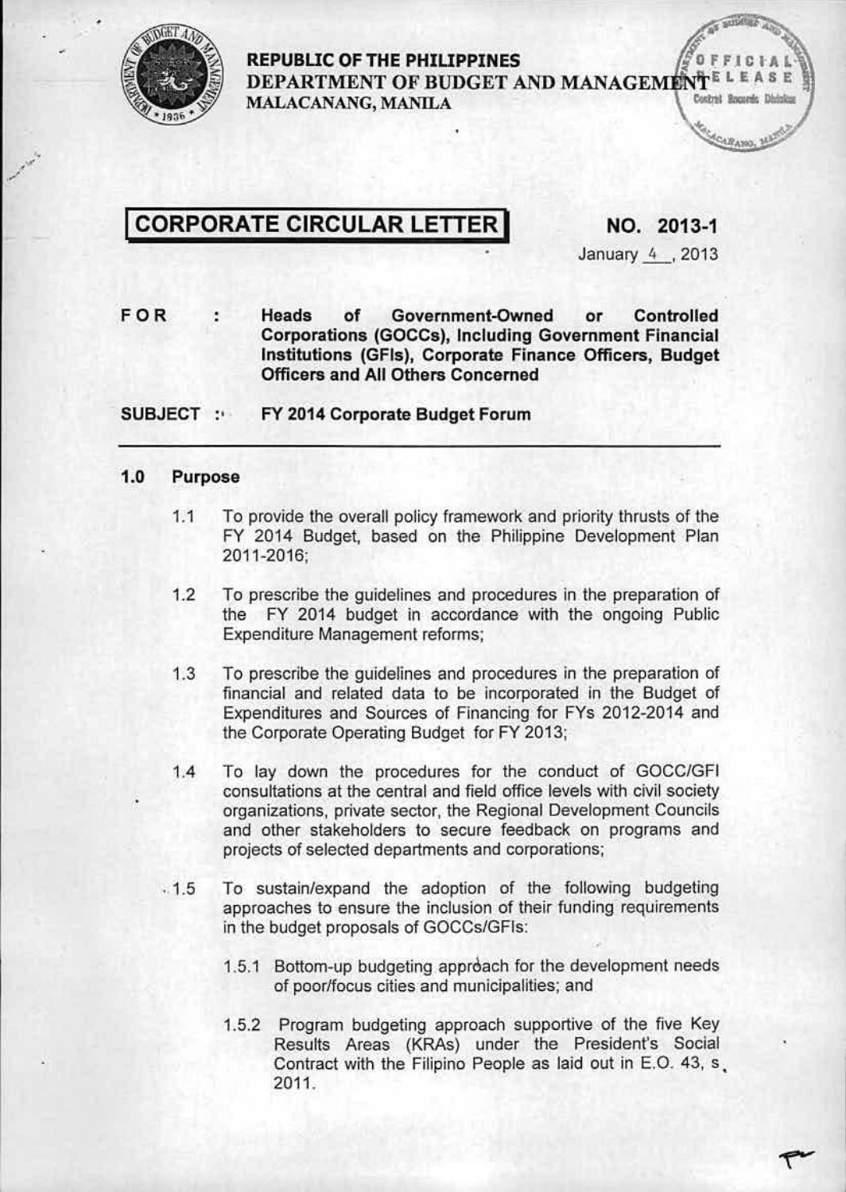**REPUBLIC OF THE PHILIPPINES**
**DEPARTMENT OF BUDGET AND MANAGEMENT**
**MALACANANG, MANILA**

OFFICIAL RELEASE
Central Records Division

# CORPORATE CIRCULAR LETTER

**NO. 2013-1**

January 4, 2013

**FOR : Heads of Government-Owned or Controlled Corporations (GOCCs), Including Government Financial Institutions (GFIs), Corporate Finance Officers, Budget Officers and All Others Concerned**

**SUBJECT : FY 2014 Corporate Budget Forum**

---

## 1.0 Purpose

1.1 To provide the overall policy framework and priority thrusts of the FY 2014 Budget, based on the Philippine Development Plan 2011-2016;

1.2 To prescribe the guidelines and procedures in the preparation of the FY 2014 budget in accordance with the ongoing Public Expenditure Management reforms;

1.3 To prescribe the guidelines and procedures in the preparation of financial and related data to be incorporated in the Budget of Expenditures and Sources of Financing for FYs 2012-2014 and the Corporate Operating Budget for FY 2013;

1.4 To lay down the procedures for the conduct of GOCC/GFI consultations at the central and field office levels with civil society organizations, private sector, the Regional Development Councils and other stakeholders to secure feedback on programs and projects of selected departments and corporations;

1.5 To sustain/expand the adoption of the following budgeting approaches to ensure the inclusion of their funding requirements in the budget proposals of GOCCs/GFIs:

1.5.1 Bottom-up budgeting approach for the development needs of poor/focus cities and municipalities; and

1.5.2 Program budgeting approach supportive of the five Key Results Areas (KRAs) under the President's Social Contract with the Filipino People as laid out in E.O. 43, s. 2011.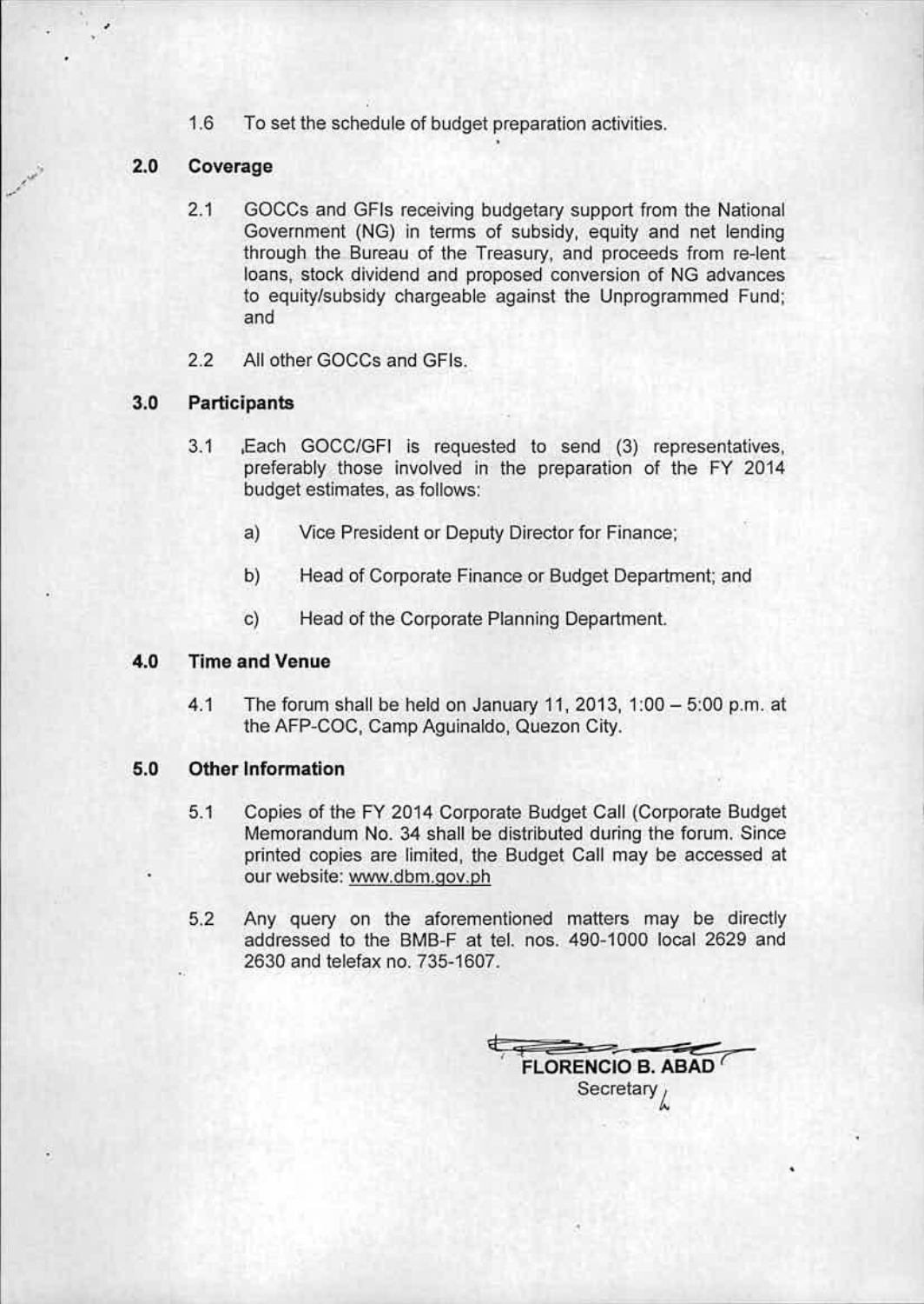1.6 To set the schedule of budget preparation activities.

## 2.0 Coverage

2.1 GOCCs and GFIs receiving budgetary support from the National Government (NG) in terms of subsidy, equity and net lending through the Bureau of the Treasury, and proceeds from re-lent loans, stock dividend and proposed conversion of NG advances to equity/subsidy chargeable against the Unprogrammed Fund; and

2.2 All other GOCCs and GFIs.

## 3.0 Participants

3.1 Each GOCC/GFI is requested to send (3) representatives, preferably those involved in the preparation of the FY 2014 budget estimates, as follows:

a) Vice President or Deputy Director for Finance;

b) Head of Corporate Finance or Budget Department; and

c) Head of the Corporate Planning Department.

## 4.0 Time and Venue

4.1 The forum shall be held on January 11, 2013, 1:00 – 5:00 p.m. at the AFP-COC, Camp Aguinaldo, Quezon City.

## 5.0 Other Information

5.1 Copies of the FY 2014 Corporate Budget Call (Corporate Budget Memorandum No. 34 shall be distributed during the forum. Since printed copies are limited, the Budget Call may be accessed at our website: www.dbm.gov.ph

5.2 Any query on the aforementioned matters may be directly addressed to the BMB-F at tel. nos. 490-1000 local 2629 and 2630 and telefax no. 735-1607.

**FLORENCIO B. ABAD**
Secretary